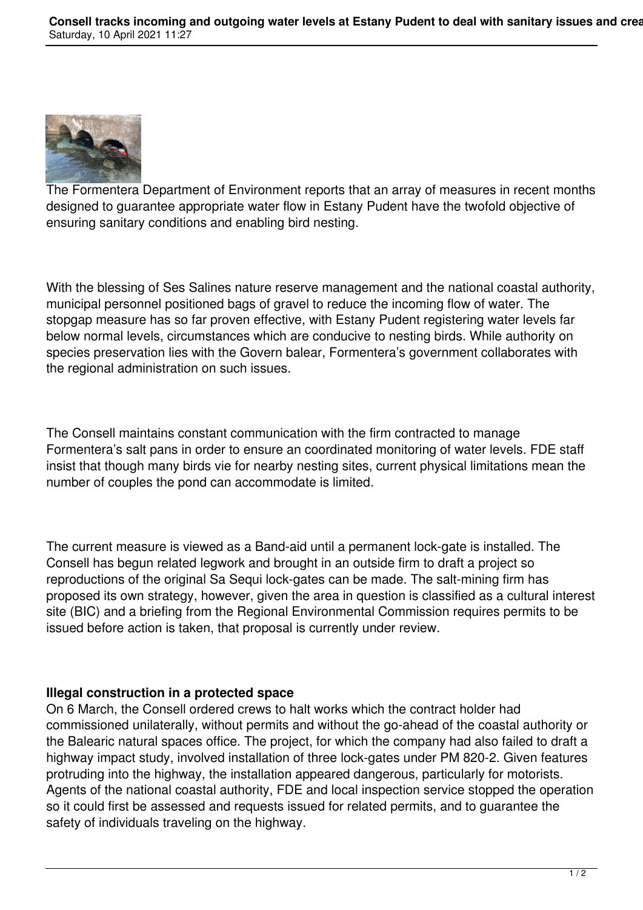The Formentera Department of Environment reports that an array of measures in recent months designed to guarantee appropriate water flow in Estany Pudent have the twofold objective of ensuring sanitary conditions and enabling bird nesting.

With the blessing of Ses Salines nature reserve management and the national coastal authority, municipal personnel positioned bags of gravel to reduce the incoming flow of water. The stopgap measure has so far proven effective, with Estany Pudent registering water levels far below normal levels, circumstances which are conducive to nesting birds. While authority on species preservation lies with the Govern balear, Formentera's government collaborates with the regional administration on such issues.

The Consell maintains constant communication with the firm contracted to manage Formentera's salt pans in order to ensure an coordinated monitoring of water levels. FDE staff insist that though many birds vie for nearby nesting sites, current physical limitations mean the number of couples the pond can accommodate is limited.

The current measure is viewed as a Band-aid until a permanent lock-gate is installed. The Consell has begun related legwork and brought in an outside firm to draft a project so reproductions of the original Sa Sequi lock-gates can be made. The salt-mining firm has proposed its own strategy, however, given the area in question is classified as a cultural interest site (BIC) and a briefing from the Regional Environmental Commission requires permits to be issued before action is taken, that proposal is currently under review.

**Illegal construction in a protected space**

On 6 March, the Consell ordered crews to halt works which the contract holder had commissioned unilaterally, without permits and without the go-ahead of the coastal authority or the Balearic natural spaces office. The project, for which the company had also failed to draft a highway impact study, involved installation of three lock-gates under PM 820-2. Given features protruding into the highway, the installation appeared dangerous, particularly for motorists. Agents of the national coastal authority, FDE and local inspection service stopped the operation so it could first be assessed and requests issued for related permits, and to guarantee the safety of individuals traveling on the highway.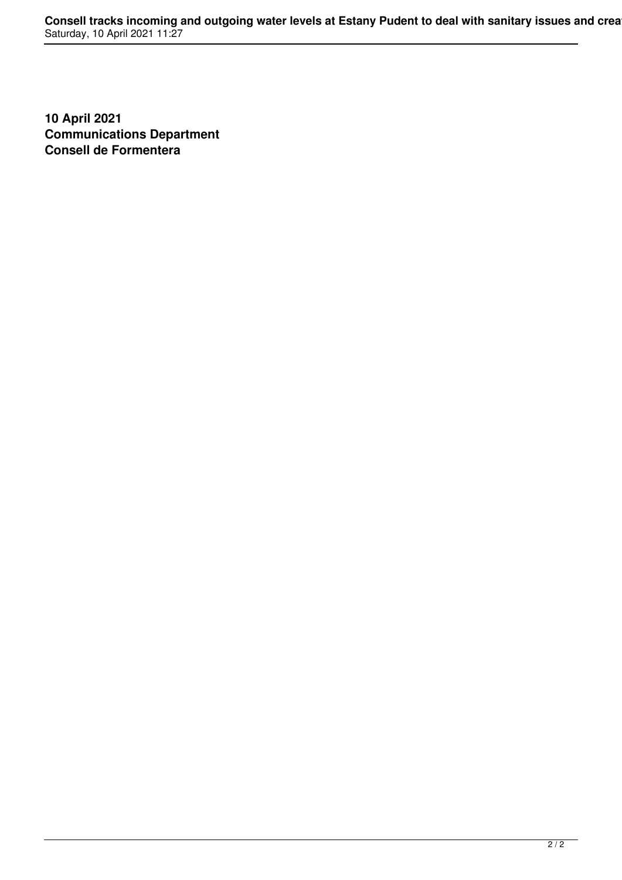**10 April 2021**
**Communications Department**
**Consell de Formentera**